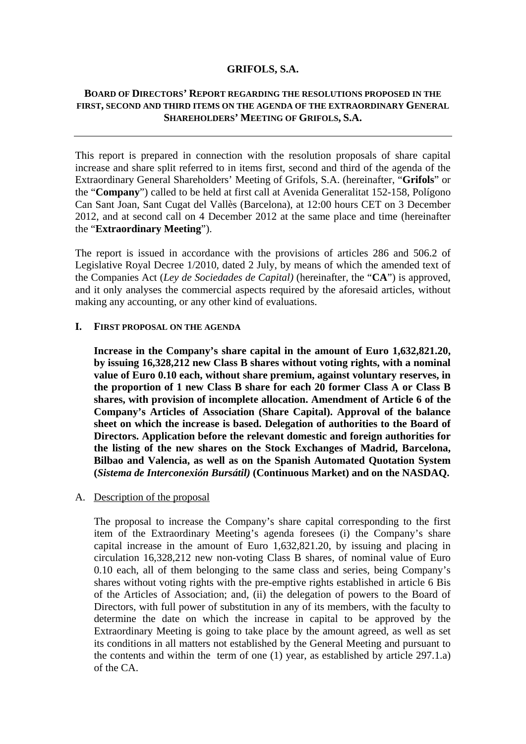# GRIFOLS, S.A.

## BOARD OF DIRECTORS' REPORT REGARDING THE RESOLUTIONS PROPOSED IN THE FIRST, SECOND AND THIRD ITEMS ON THE AGENDA OF THE EXTRAORDINARY GENERAL SHAREHOLDERS' MEETING OF GRIFOLS, S.A.

---

This report is prepared in connection with the resolution proposals of share capital increase and share split referred to in items first, second and third of the agenda of the Extraordinary General Shareholders' Meeting of Grifols, S.A. (hereinafter, "**Grifols**" or the "**Company**") called to be held at first call at Avenida Generalitat 152-158, Polígono Can Sant Joan, Sant Cugat del Vallès (Barcelona), at 12:00 hours CET on 3 December 2012, and at second call on 4 December 2012 at the same place and time (hereinafter the "**Extraordinary Meeting**").

The report is issued in accordance with the provisions of articles 286 and 506.2 of Legislative Royal Decree 1/2010, dated 2 July, by means of which the amended text of the Companies Act (*Ley de Sociedades de Capital)* (hereinafter, the "**CA**") is approved, and it only analyses the commercial aspects required by the aforesaid articles, without making any accounting, or any other kind of evaluations.

### I. FIRST PROPOSAL ON THE AGENDA

**Increase in the Company's share capital in the amount of Euro 1,632,821.20, by issuing 16,328,212 new Class B shares without voting rights, with a nominal value of Euro 0.10 each, without share premium, against voluntary reserves, in the proportion of 1 new Class B share for each 20 former Class A or Class B shares, with provision of incomplete allocation. Amendment of Article 6 of the Company's Articles of Association (Share Capital). Approval of the balance sheet on which the increase is based. Delegation of authorities to the Board of Directors. Application before the relevant domestic and foreign authorities for the listing of the new shares on the Stock Exchanges of Madrid, Barcelona, Bilbao and Valencia, as well as on the Spanish Automated Quotation System (*Sistema de Interconexión Bursátil)* (Continuous Market) and on the NASDAQ.**

A. Description of the proposal

The proposal to increase the Company's share capital corresponding to the first item of the Extraordinary Meeting's agenda foresees (i) the Company's share capital increase in the amount of Euro 1,632,821.20, by issuing and placing in circulation 16,328,212 new non-voting Class B shares, of nominal value of Euro 0.10 each, all of them belonging to the same class and series, being Company's shares without voting rights with the pre-emptive rights established in article 6 Bis of the Articles of Association; and, (ii) the delegation of powers to the Board of Directors, with full power of substitution in any of its members, with the faculty to determine the date on which the increase in capital to be approved by the Extraordinary Meeting is going to take place by the amount agreed, as well as set its conditions in all matters not established by the General Meeting and pursuant to the contents and within the term of one (1) year, as established by article 297.1.a) of the CA.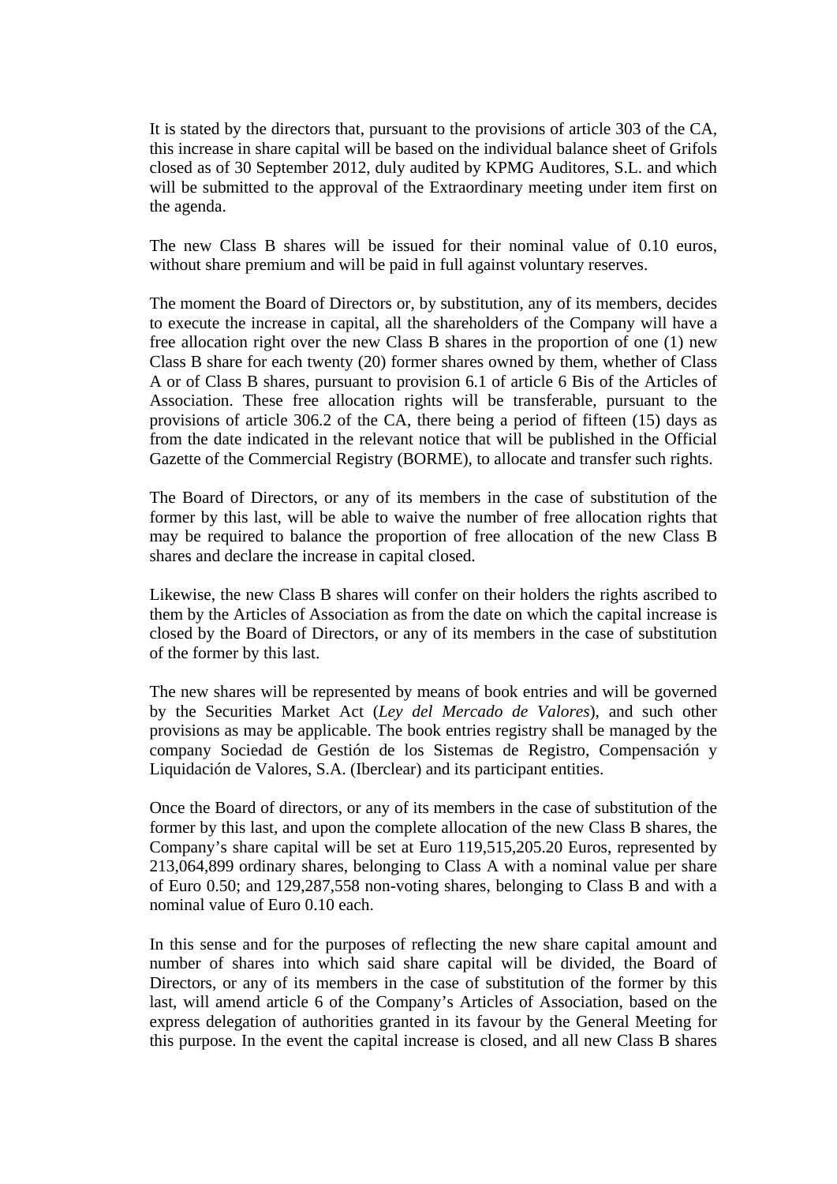It is stated by the directors that, pursuant to the provisions of article 303 of the CA, this increase in share capital will be based on the individual balance sheet of Grifols closed as of 30 September 2012, duly audited by KPMG Auditores, S.L. and which will be submitted to the approval of the Extraordinary meeting under item first on the agenda.

The new Class B shares will be issued for their nominal value of 0.10 euros, without share premium and will be paid in full against voluntary reserves.

The moment the Board of Directors or, by substitution, any of its members, decides to execute the increase in capital, all the shareholders of the Company will have a free allocation right over the new Class B shares in the proportion of one (1) new Class B share for each twenty (20) former shares owned by them, whether of Class A or of Class B shares, pursuant to provision 6.1 of article 6 Bis of the Articles of Association. These free allocation rights will be transferable, pursuant to the provisions of article 306.2 of the CA, there being a period of fifteen (15) days as from the date indicated in the relevant notice that will be published in the Official Gazette of the Commercial Registry (BORME), to allocate and transfer such rights.

The Board of Directors, or any of its members in the case of substitution of the former by this last, will be able to waive the number of free allocation rights that may be required to balance the proportion of free allocation of the new Class B shares and declare the increase in capital closed.

Likewise, the new Class B shares will confer on their holders the rights ascribed to them by the Articles of Association as from the date on which the capital increase is closed by the Board of Directors, or any of its members in the case of substitution of the former by this last.

The new shares will be represented by means of book entries and will be governed by the Securities Market Act (*Ley del Mercado de Valores*), and such other provisions as may be applicable. The book entries registry shall be managed by the company Sociedad de Gestión de los Sistemas de Registro, Compensación y Liquidación de Valores, S.A. (Iberclear) and its participant entities.

Once the Board of directors, or any of its members in the case of substitution of the former by this last, and upon the complete allocation of the new Class B shares, the Company's share capital will be set at Euro 119,515,205.20 Euros, represented by 213,064,899 ordinary shares, belonging to Class A with a nominal value per share of Euro 0.50; and 129,287,558 non-voting shares, belonging to Class B and with a nominal value of Euro 0.10 each.

In this sense and for the purposes of reflecting the new share capital amount and number of shares into which said share capital will be divided, the Board of Directors, or any of its members in the case of substitution of the former by this last, will amend article 6 of the Company's Articles of Association, based on the express delegation of authorities granted in its favour by the General Meeting for this purpose. In the event the capital increase is closed, and all new Class B shares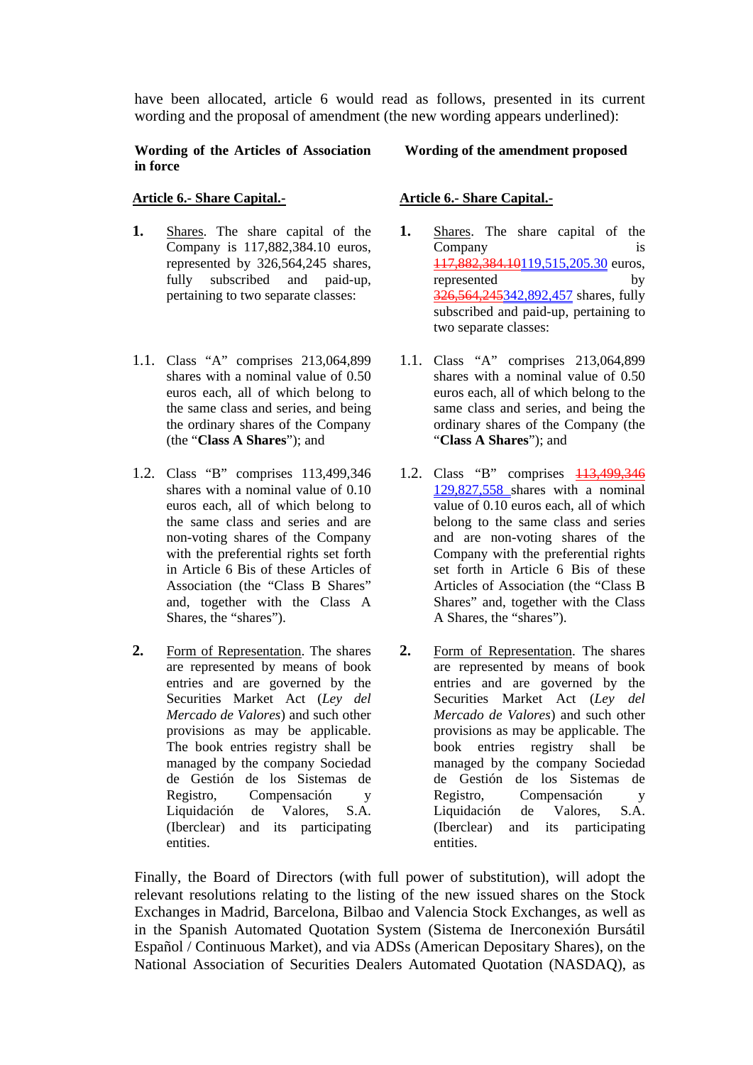have been allocated, article 6 would read as follows, presented in its current wording and the proposal of amendment (the new wording appears underlined):

| **Wording of the Articles of Association in force** | **Wording of the amendment proposed** |
|---|---|
| **Article 6.- Share Capital.-** | **Article 6.- Share Capital.-** |
| **1.** Shares. The share capital of the Company is 117,882,384.10 euros, represented by 326,564,245 shares, fully subscribed and paid-up, pertaining to two separate classes: | **1.** Shares. The share capital of the Company is ~~117,882,384.10~~119,515,205.30 euros, represented by ~~326,564,245~~342,892,457 shares, fully subscribed and paid-up, pertaining to two separate classes: |
| 1.1. Class "A" comprises 213,064,899 shares with a nominal value of 0.50 euros each, all of which belong to the same class and series, and being the ordinary shares of the Company (the "**Class A Shares**"); and | 1.1. Class "A" comprises 213,064,899 shares with a nominal value of 0.50 euros each, all of which belong to the same class and series, and being the ordinary shares of the Company (the "**Class A Shares**"); and |
| 1.2. Class "B" comprises 113,499,346 shares with a nominal value of 0.10 euros each, all of which belong to the same class and series and are non-voting shares of the Company with the preferential rights set forth in Article 6 Bis of these Articles of Association (the "Class B Shares" and, together with the Class A Shares, the "shares"). | 1.2. Class "B" comprises ~~113,499,346~~ 129,827,558 shares with a nominal value of 0.10 euros each, all of which belong to the same class and series and are non-voting shares of the Company with the preferential rights set forth in Article 6 Bis of these Articles of Association (the "Class B Shares" and, together with the Class A Shares, the "shares"). |
| **2.** Form of Representation. The shares are represented by means of book entries and are governed by the Securities Market Act (*Ley del Mercado de Valores*) and such other provisions as may be applicable. The book entries registry shall be managed by the company Sociedad de Gestión de los Sistemas de Registro, Compensación y Liquidación de Valores, S.A. (Iberclear) and its participating entities. | **2.** Form of Representation. The shares are represented by means of book entries and are governed by the Securities Market Act (*Ley del Mercado de Valores*) and such other provisions as may be applicable. The book entries registry shall be managed by the company Sociedad de Gestión de los Sistemas de Registro, Compensación y Liquidación de Valores, S.A. (Iberclear) and its participating entities. |

Finally, the Board of Directors (with full power of substitution), will adopt the relevant resolutions relating to the listing of the new issued shares on the Stock Exchanges in Madrid, Barcelona, Bilbao and Valencia Stock Exchanges, as well as in the Spanish Automated Quotation System (Sistema de Inerconexión Bursátil Español / Continuous Market), and via ADSs (American Depositary Shares), on the National Association of Securities Dealers Automated Quotation (NASDAQ), as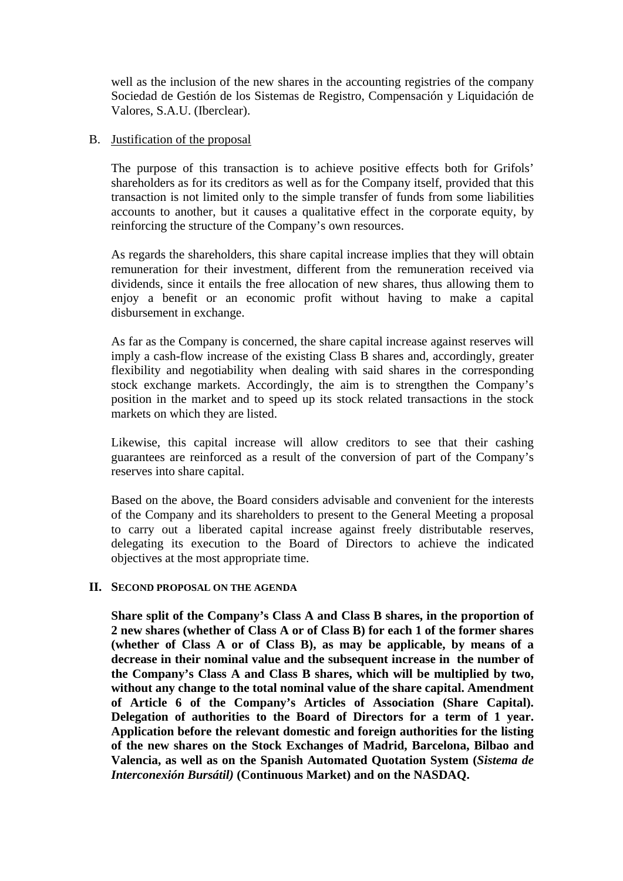well as the inclusion of the new shares in the accounting registries of the company Sociedad de Gestión de los Sistemas de Registro, Compensación y Liquidación de Valores, S.A.U. (Iberclear).

B. Justification of the proposal

The purpose of this transaction is to achieve positive effects both for Grifols' shareholders as for its creditors as well as for the Company itself, provided that this transaction is not limited only to the simple transfer of funds from some liabilities accounts to another, but it causes a qualitative effect in the corporate equity, by reinforcing the structure of the Company's own resources.

As regards the shareholders, this share capital increase implies that they will obtain remuneration for their investment, different from the remuneration received via dividends, since it entails the free allocation of new shares, thus allowing them to enjoy a benefit or an economic profit without having to make a capital disbursement in exchange.

As far as the Company is concerned, the share capital increase against reserves will imply a cash-flow increase of the existing Class B shares and, accordingly, greater flexibility and negotiability when dealing with said shares in the corresponding stock exchange markets. Accordingly, the aim is to strengthen the Company's position in the market and to speed up its stock related transactions in the stock markets on which they are listed.

Likewise, this capital increase will allow creditors to see that their cashing guarantees are reinforced as a result of the conversion of part of the Company's reserves into share capital.

Based on the above, the Board considers advisable and convenient for the interests of the Company and its shareholders to present to the General Meeting a proposal to carry out a liberated capital increase against freely distributable reserves, delegating its execution to the Board of Directors to achieve the indicated objectives at the most appropriate time.

## II. SECOND PROPOSAL ON THE AGENDA

**Share split of the Company's Class A and Class B shares, in the proportion of 2 new shares (whether of Class A or of Class B) for each 1 of the former shares (whether of Class A or of Class B), as may be applicable, by means of a decrease in their nominal value and the subsequent increase in the number of the Company's Class A and Class B shares, which will be multiplied by two, without any change to the total nominal value of the share capital. Amendment of Article 6 of the Company's Articles of Association (Share Capital). Delegation of authorities to the Board of Directors for a term of 1 year. Application before the relevant domestic and foreign authorities for the listing of the new shares on the Stock Exchanges of Madrid, Barcelona, Bilbao and Valencia, as well as on the Spanish Automated Quotation System (*Sistema de Interconexión Bursátil)* (Continuous Market) and on the NASDAQ.**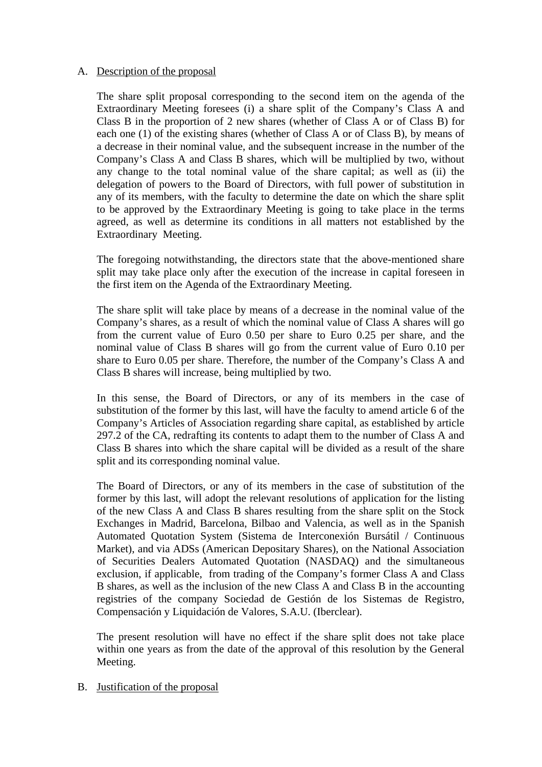A. Description of the proposal

The share split proposal corresponding to the second item on the agenda of the Extraordinary Meeting foresees (i) a share split of the Company's Class A and Class B in the proportion of 2 new shares (whether of Class A or of Class B) for each one (1) of the existing shares (whether of Class A or of Class B), by means of a decrease in their nominal value, and the subsequent increase in the number of the Company's Class A and Class B shares, which will be multiplied by two, without any change to the total nominal value of the share capital; as well as (ii) the delegation of powers to the Board of Directors, with full power of substitution in any of its members, with the faculty to determine the date on which the share split to be approved by the Extraordinary Meeting is going to take place in the terms agreed, as well as determine its conditions in all matters not established by the Extraordinary Meeting.

The foregoing notwithstanding, the directors state that the above-mentioned share split may take place only after the execution of the increase in capital foreseen in the first item on the Agenda of the Extraordinary Meeting.

The share split will take place by means of a decrease in the nominal value of the Company's shares, as a result of which the nominal value of Class A shares will go from the current value of Euro 0.50 per share to Euro 0.25 per share, and the nominal value of Class B shares will go from the current value of Euro 0.10 per share to Euro 0.05 per share. Therefore, the number of the Company's Class A and Class B shares will increase, being multiplied by two.

In this sense, the Board of Directors, or any of its members in the case of substitution of the former by this last, will have the faculty to amend article 6 of the Company's Articles of Association regarding share capital, as established by article 297.2 of the CA, redrafting its contents to adapt them to the number of Class A and Class B shares into which the share capital will be divided as a result of the share split and its corresponding nominal value.

The Board of Directors, or any of its members in the case of substitution of the former by this last, will adopt the relevant resolutions of application for the listing of the new Class A and Class B shares resulting from the share split on the Stock Exchanges in Madrid, Barcelona, Bilbao and Valencia, as well as in the Spanish Automated Quotation System (Sistema de Interconexión Bursátil / Continuous Market), and via ADSs (American Depositary Shares), on the National Association of Securities Dealers Automated Quotation (NASDAQ) and the simultaneous exclusion, if applicable, from trading of the Company's former Class A and Class B shares, as well as the inclusion of the new Class A and Class B in the accounting registries of the company Sociedad de Gestión de los Sistemas de Registro, Compensación y Liquidación de Valores, S.A.U. (Iberclear).

The present resolution will have no effect if the share split does not take place within one years as from the date of the approval of this resolution by the General Meeting.

B. Justification of the proposal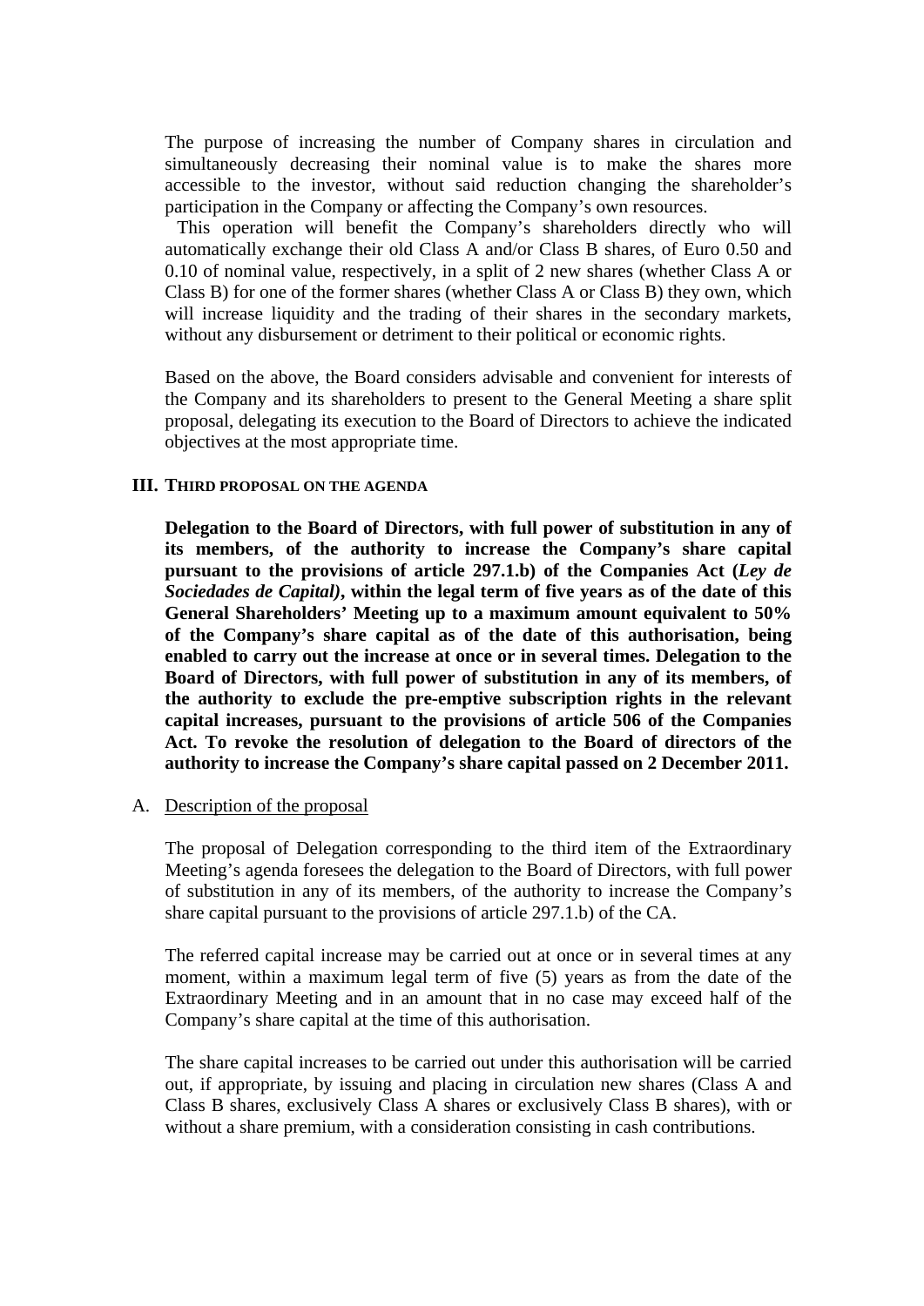The purpose of increasing the number of Company shares in circulation and simultaneously decreasing their nominal value is to make the shares more accessible to the investor, without said reduction changing the shareholder's participation in the Company or affecting the Company's own resources.

This operation will benefit the Company's shareholders directly who will automatically exchange their old Class A and/or Class B shares, of Euro 0.50 and 0.10 of nominal value, respectively, in a split of 2 new shares (whether Class A or Class B) for one of the former shares (whether Class A or Class B) they own, which will increase liquidity and the trading of their shares in the secondary markets, without any disbursement or detriment to their political or economic rights.

Based on the above, the Board considers advisable and convenient for interests of the Company and its shareholders to present to the General Meeting a share split proposal, delegating its execution to the Board of Directors to achieve the indicated objectives at the most appropriate time.

## III. THIRD PROPOSAL ON THE AGENDA

**Delegation to the Board of Directors, with full power of substitution in any of its members, of the authority to increase the Company's share capital pursuant to the provisions of article 297.1.b) of the Companies Act (*Ley de Sociedades de Capital)*, within the legal term of five years as of the date of this General Shareholders' Meeting up to a maximum amount equivalent to 50% of the Company's share capital as of the date of this authorisation, being enabled to carry out the increase at once or in several times. Delegation to the Board of Directors, with full power of substitution in any of its members, of the authority to exclude the pre-emptive subscription rights in the relevant capital increases, pursuant to the provisions of article 506 of the Companies Act. To revoke the resolution of delegation to the Board of directors of the authority to increase the Company's share capital passed on 2 December 2011.**

A. Description of the proposal

The proposal of Delegation corresponding to the third item of the Extraordinary Meeting's agenda foresees the delegation to the Board of Directors, with full power of substitution in any of its members, of the authority to increase the Company's share capital pursuant to the provisions of article 297.1.b) of the CA.

The referred capital increase may be carried out at once or in several times at any moment, within a maximum legal term of five (5) years as from the date of the Extraordinary Meeting and in an amount that in no case may exceed half of the Company's share capital at the time of this authorisation.

The share capital increases to be carried out under this authorisation will be carried out, if appropriate, by issuing and placing in circulation new shares (Class A and Class B shares, exclusively Class A shares or exclusively Class B shares), with or without a share premium, with a consideration consisting in cash contributions.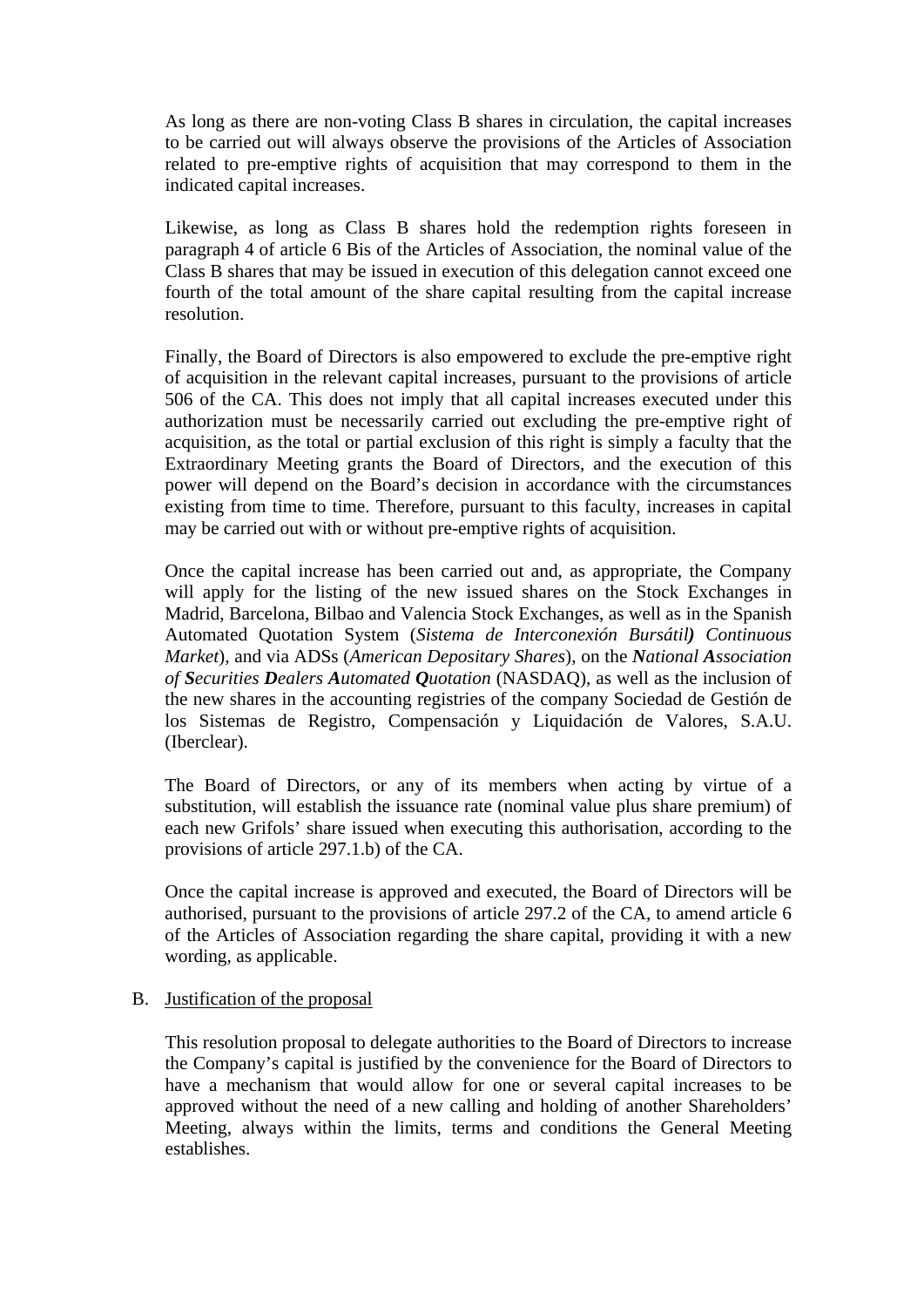As long as there are non-voting Class B shares in circulation, the capital increases to be carried out will always observe the provisions of the Articles of Association related to pre-emptive rights of acquisition that may correspond to them in the indicated capital increases.

Likewise, as long as Class B shares hold the redemption rights foreseen in paragraph 4 of article 6 Bis of the Articles of Association, the nominal value of the Class B shares that may be issued in execution of this delegation cannot exceed one fourth of the total amount of the share capital resulting from the capital increase resolution.

Finally, the Board of Directors is also empowered to exclude the pre-emptive right of acquisition in the relevant capital increases, pursuant to the provisions of article 506 of the CA. This does not imply that all capital increases executed under this authorization must be necessarily carried out excluding the pre-emptive right of acquisition, as the total or partial exclusion of this right is simply a faculty that the Extraordinary Meeting grants the Board of Directors, and the execution of this power will depend on the Board's decision in accordance with the circumstances existing from time to time. Therefore, pursuant to this faculty, increases in capital may be carried out with or without pre-emptive rights of acquisition.

Once the capital increase has been carried out and, as appropriate, the Company will apply for the listing of the new issued shares on the Stock Exchanges in Madrid, Barcelona, Bilbao and Valencia Stock Exchanges, as well as in the Spanish Automated Quotation System (*Sistema de Interconexión Bursátil**)** *Continuous Market*), and via ADSs (*American Depositary Shares*), on the ***N**ational **A**ssociation of **S**ecurities **D**ealers **A**utomated **Q**uotation* (NASDAQ), as well as the inclusion of the new shares in the accounting registries of the company Sociedad de Gestión de los Sistemas de Registro, Compensación y Liquidación de Valores, S.A.U. (Iberclear).

The Board of Directors, or any of its members when acting by virtue of a substitution, will establish the issuance rate (nominal value plus share premium) of each new Grifols' share issued when executing this authorisation, according to the provisions of article 297.1.b) of the CA.

Once the capital increase is approved and executed, the Board of Directors will be authorised, pursuant to the provisions of article 297.2 of the CA, to amend article 6 of the Articles of Association regarding the share capital, providing it with a new wording, as applicable.

B. Justification of the proposal

This resolution proposal to delegate authorities to the Board of Directors to increase the Company's capital is justified by the convenience for the Board of Directors to have a mechanism that would allow for one or several capital increases to be approved without the need of a new calling and holding of another Shareholders' Meeting, always within the limits, terms and conditions the General Meeting establishes.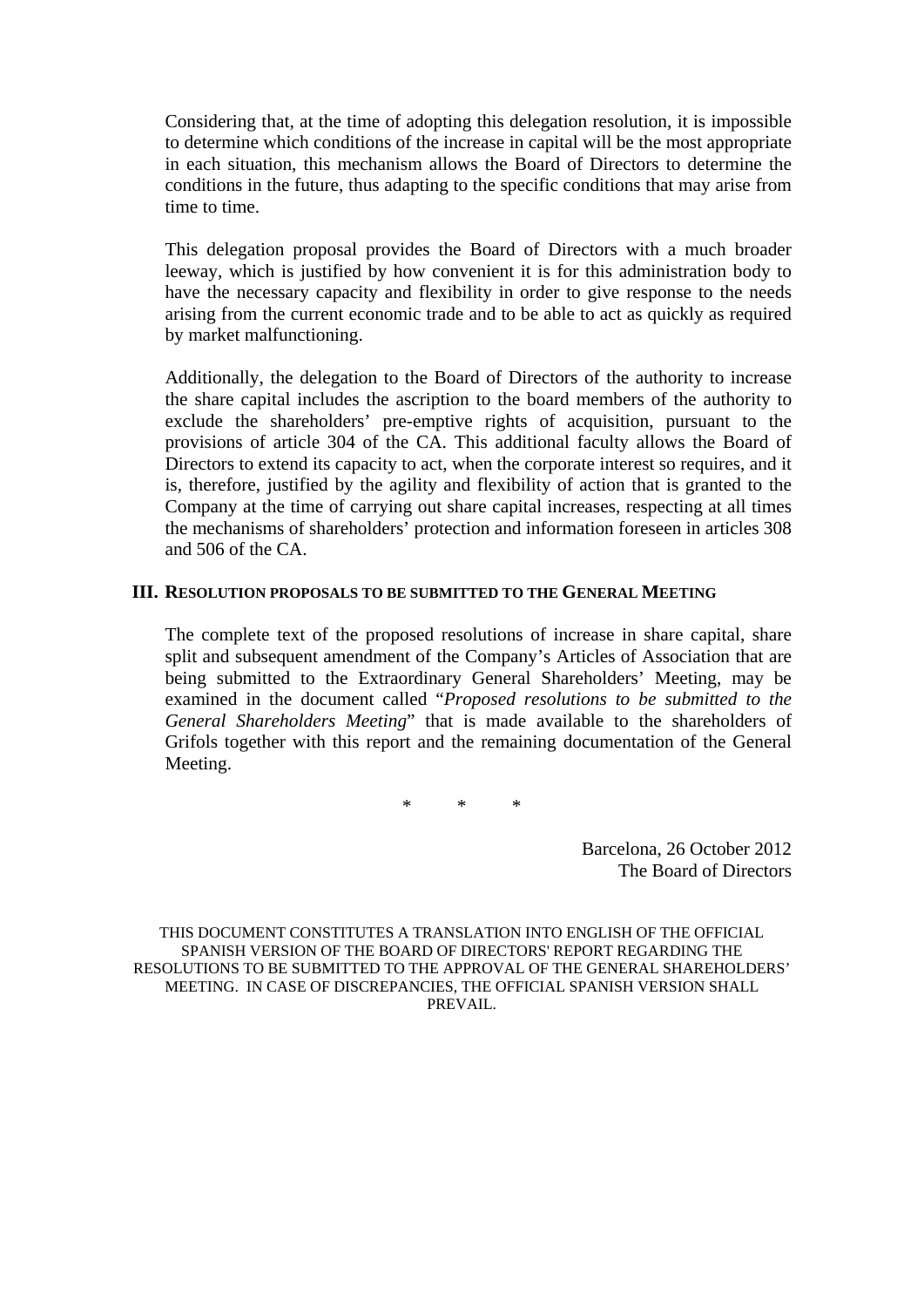Considering that, at the time of adopting this delegation resolution, it is impossible to determine which conditions of the increase in capital will be the most appropriate in each situation, this mechanism allows the Board of Directors to determine the conditions in the future, thus adapting to the specific conditions that may arise from time to time.

This delegation proposal provides the Board of Directors with a much broader leeway, which is justified by how convenient it is for this administration body to have the necessary capacity and flexibility in order to give response to the needs arising from the current economic trade and to be able to act as quickly as required by market malfunctioning.

Additionally, the delegation to the Board of Directors of the authority to increase the share capital includes the ascription to the board members of the authority to exclude the shareholders' pre-emptive rights of acquisition, pursuant to the provisions of article 304 of the CA. This additional faculty allows the Board of Directors to extend its capacity to act, when the corporate interest so requires, and it is, therefore, justified by the agility and flexibility of action that is granted to the Company at the time of carrying out share capital increases, respecting at all times the mechanisms of shareholders' protection and information foreseen in articles 308 and 506 of the CA.

## III. RESOLUTION PROPOSALS TO BE SUBMITTED TO THE GENERAL MEETING

The complete text of the proposed resolutions of increase in share capital, share split and subsequent amendment of the Company's Articles of Association that are being submitted to the Extraordinary General Shareholders' Meeting, may be examined in the document called "*Proposed resolutions to be submitted to the General Shareholders Meeting*" that is made available to the shareholders of Grifols together with this report and the remaining documentation of the General Meeting.

\* \* \*

Barcelona, 26 October 2012
The Board of Directors

THIS DOCUMENT CONSTITUTES A TRANSLATION INTO ENGLISH OF THE OFFICIAL SPANISH VERSION OF THE BOARD OF DIRECTORS' REPORT REGARDING THE RESOLUTIONS TO BE SUBMITTED TO THE APPROVAL OF THE GENERAL SHAREHOLDERS' MEETING. IN CASE OF DISCREPANCIES, THE OFFICIAL SPANISH VERSION SHALL PREVAIL.